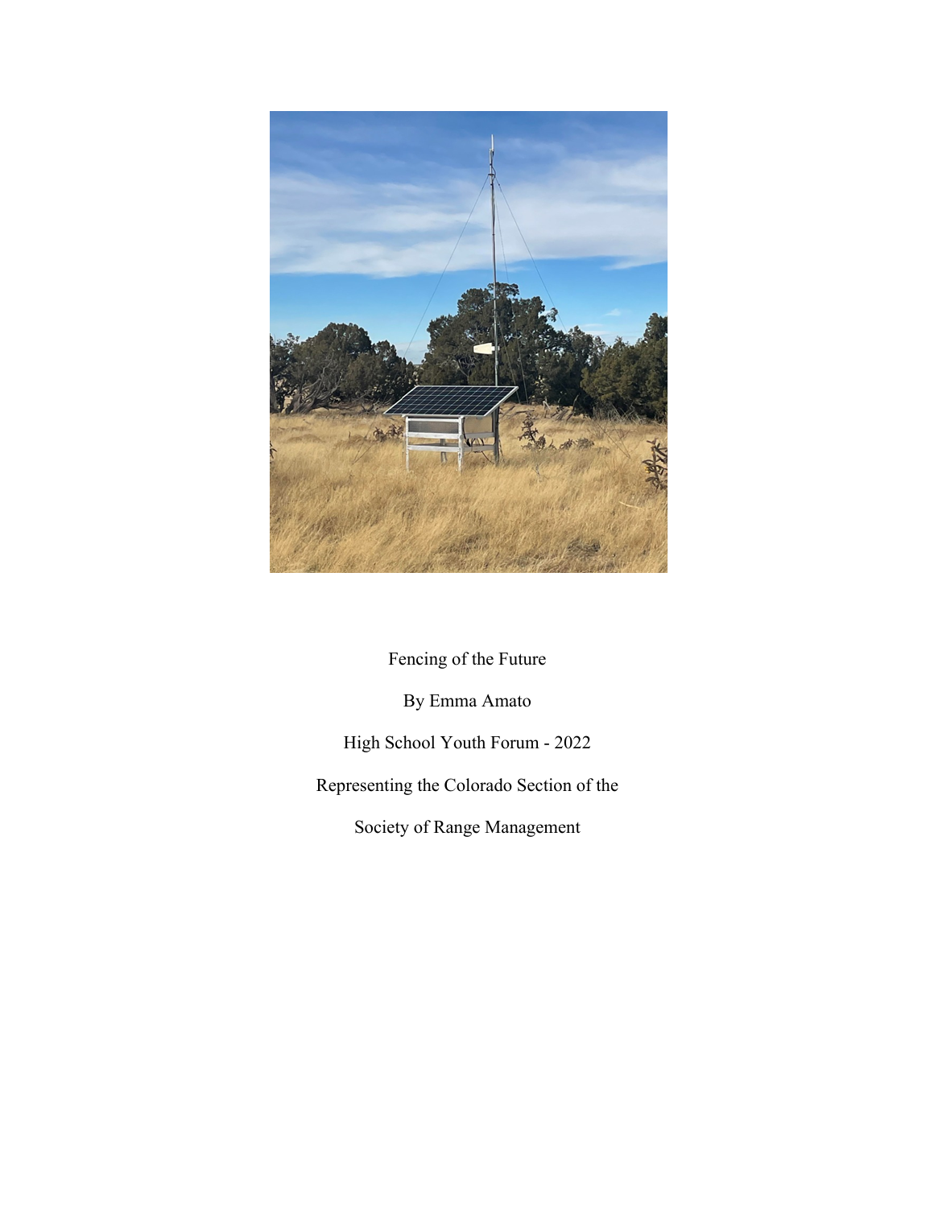Fencing of the Future

By Emma Amato

High School Youth Forum - 2022

Representing the Colorado Section of the

Society of Range Management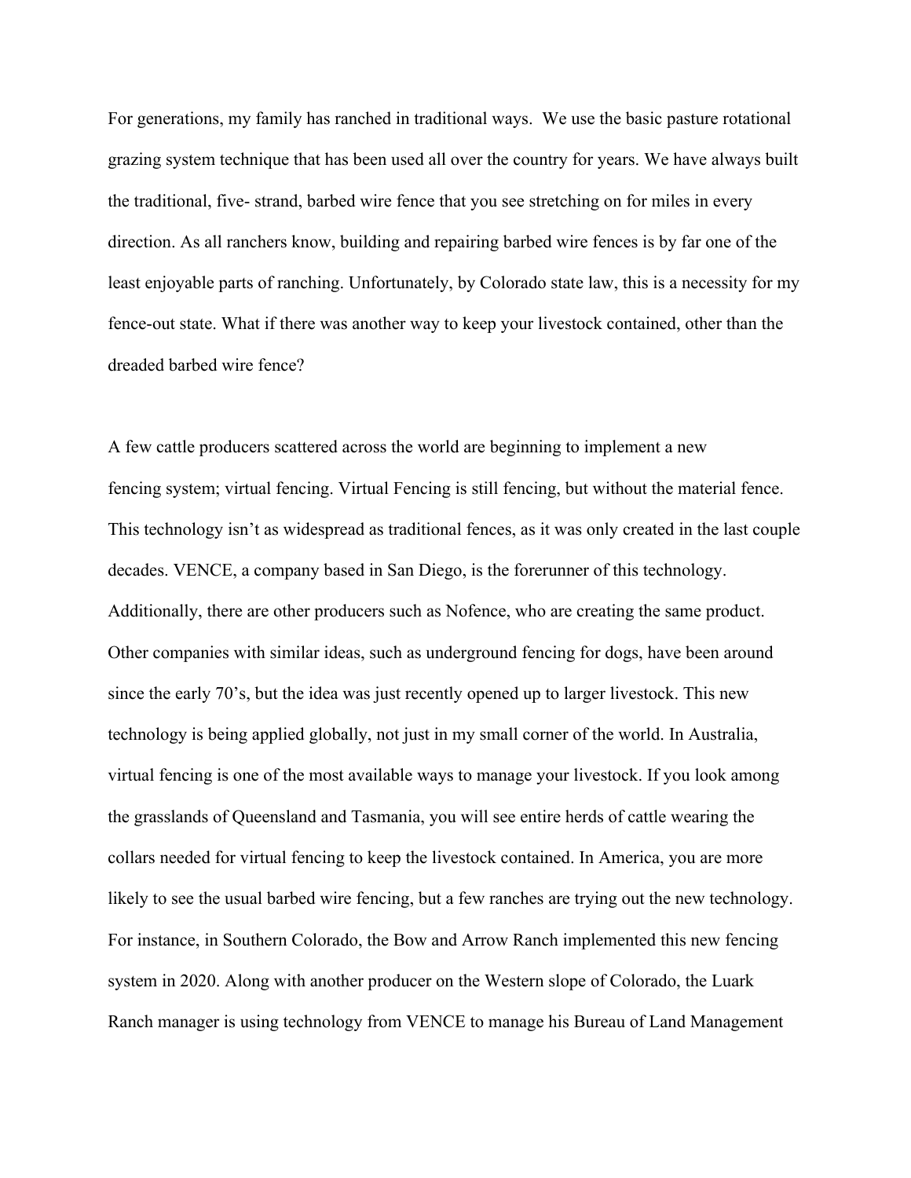For generations, my family has ranched in traditional ways.  We use the basic pasture rotational grazing system technique that has been used all over the country for years. We have always built the traditional, five- strand, barbed wire fence that you see stretching on for miles in every direction. As all ranchers know, building and repairing barbed wire fences is by far one of the least enjoyable parts of ranching. Unfortunately, by Colorado state law, this is a necessity for my fence-out state. What if there was another way to keep your livestock contained, other than the dreaded barbed wire fence?

A few cattle producers scattered across the world are beginning to implement a new fencing system; virtual fencing. Virtual Fencing is still fencing, but without the material fence. This technology isn't as widespread as traditional fences, as it was only created in the last couple decades. VENCE, a company based in San Diego, is the forerunner of this technology. Additionally, there are other producers such as Nofence, who are creating the same product. Other companies with similar ideas, such as underground fencing for dogs, have been around since the early 70's, but the idea was just recently opened up to larger livestock. This new technology is being applied globally, not just in my small corner of the world. In Australia, virtual fencing is one of the most available ways to manage your livestock. If you look among the grasslands of Queensland and Tasmania, you will see entire herds of cattle wearing the collars needed for virtual fencing to keep the livestock contained. In America, you are more likely to see the usual barbed wire fencing, but a few ranches are trying out the new technology. For instance, in Southern Colorado, the Bow and Arrow Ranch implemented this new fencing system in 2020. Along with another producer on the Western slope of Colorado, the Luark Ranch manager is using technology from VENCE to manage his Bureau of Land Management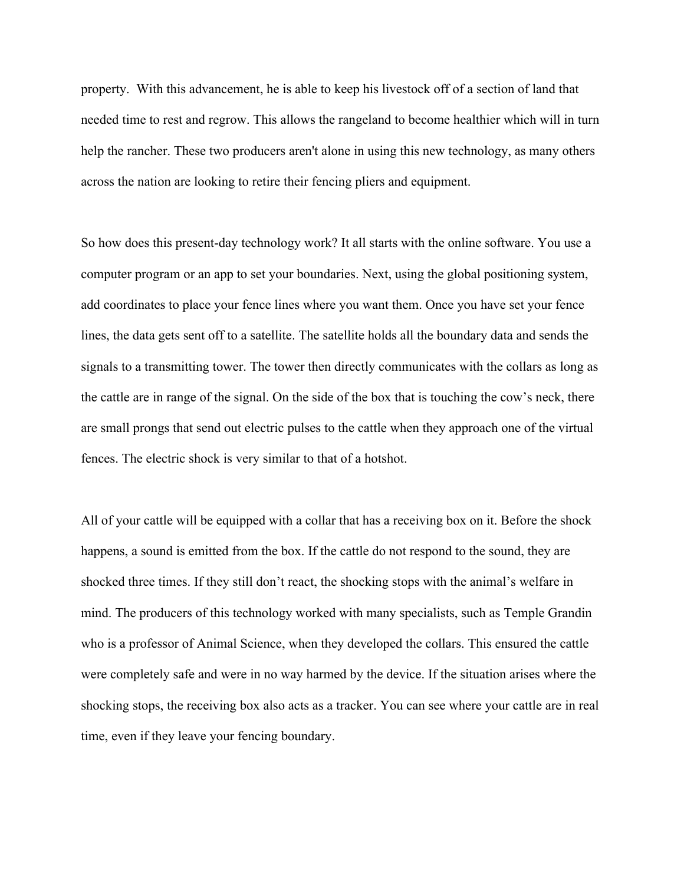property. With this advancement, he is able to keep his livestock off of a section of land that needed time to rest and regrow. This allows the rangeland to become healthier which will in turn help the rancher. These two producers aren't alone in using this new technology, as many others across the nation are looking to retire their fencing pliers and equipment.

So how does this present-day technology work? It all starts with the online software. You use a computer program or an app to set your boundaries. Next, using the global positioning system, add coordinates to place your fence lines where you want them. Once you have set your fence lines, the data gets sent off to a satellite. The satellite holds all the boundary data and sends the signals to a transmitting tower. The tower then directly communicates with the collars as long as the cattle are in range of the signal. On the side of the box that is touching the cow's neck, there are small prongs that send out electric pulses to the cattle when they approach one of the virtual fences. The electric shock is very similar to that of a hotshot.

All of your cattle will be equipped with a collar that has a receiving box on it. Before the shock happens, a sound is emitted from the box. If the cattle do not respond to the sound, they are shocked three times. If they still don't react, the shocking stops with the animal's welfare in mind. The producers of this technology worked with many specialists, such as Temple Grandin who is a professor of Animal Science, when they developed the collars. This ensured the cattle were completely safe and were in no way harmed by the device. If the situation arises where the shocking stops, the receiving box also acts as a tracker. You can see where your cattle are in real time, even if they leave your fencing boundary.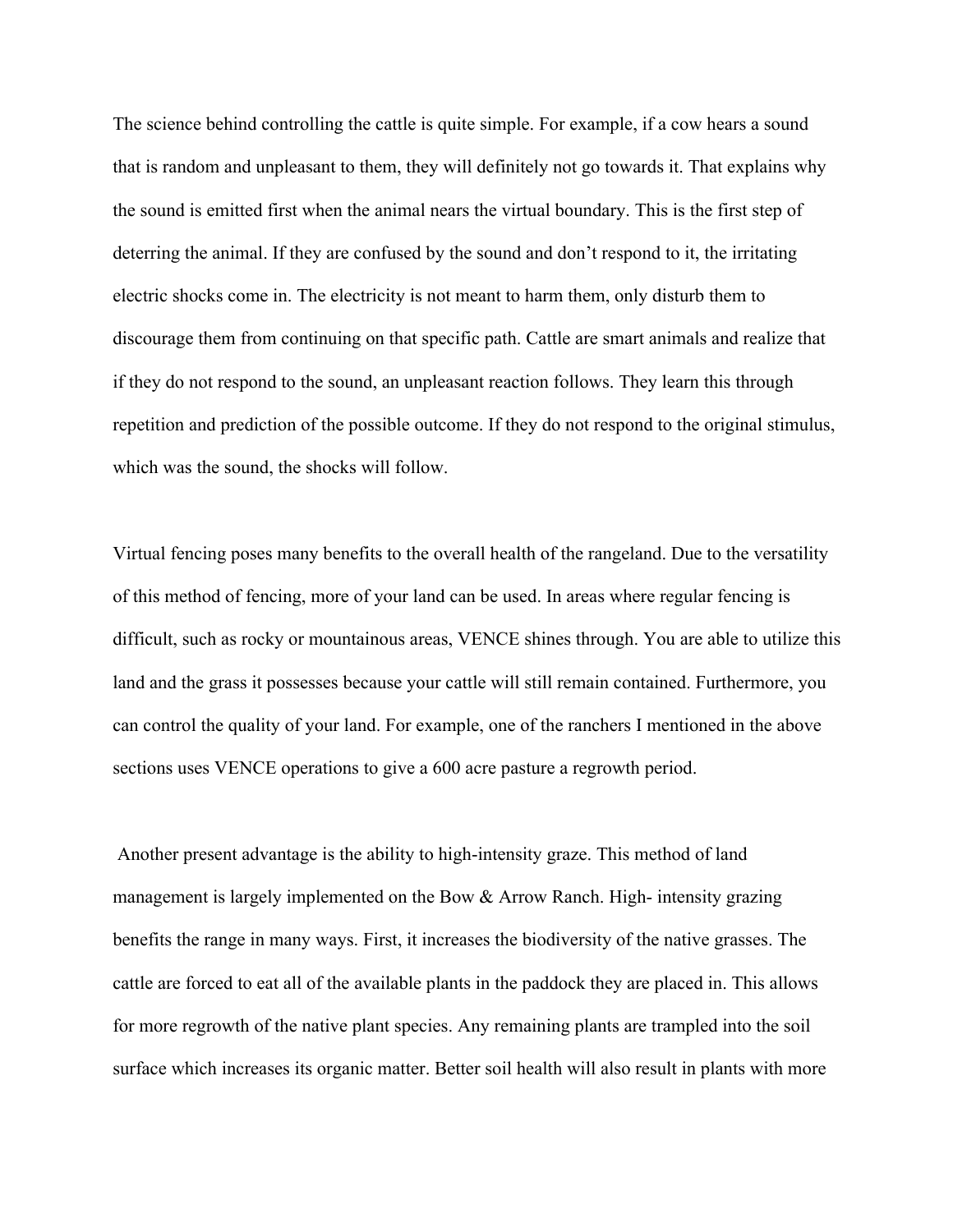The science behind controlling the cattle is quite simple. For example, if a cow hears a sound that is random and unpleasant to them, they will definitely not go towards it. That explains why the sound is emitted first when the animal nears the virtual boundary. This is the first step of deterring the animal. If they are confused by the sound and don't respond to it, the irritating electric shocks come in. The electricity is not meant to harm them, only disturb them to discourage them from continuing on that specific path. Cattle are smart animals and realize that if they do not respond to the sound, an unpleasant reaction follows. They learn this through repetition and prediction of the possible outcome. If they do not respond to the original stimulus, which was the sound, the shocks will follow.

Virtual fencing poses many benefits to the overall health of the rangeland. Due to the versatility of this method of fencing, more of your land can be used. In areas where regular fencing is difficult, such as rocky or mountainous areas, VENCE shines through. You are able to utilize this land and the grass it possesses because your cattle will still remain contained. Furthermore, you can control the quality of your land. For example, one of the ranchers I mentioned in the above sections uses VENCE operations to give a 600 acre pasture a regrowth period.

Another present advantage is the ability to high-intensity graze. This method of land management is largely implemented on the Bow & Arrow Ranch. High- intensity grazing benefits the range in many ways. First, it increases the biodiversity of the native grasses. The cattle are forced to eat all of the available plants in the paddock they are placed in. This allows for more regrowth of the native plant species. Any remaining plants are trampled into the soil surface which increases its organic matter. Better soil health will also result in plants with more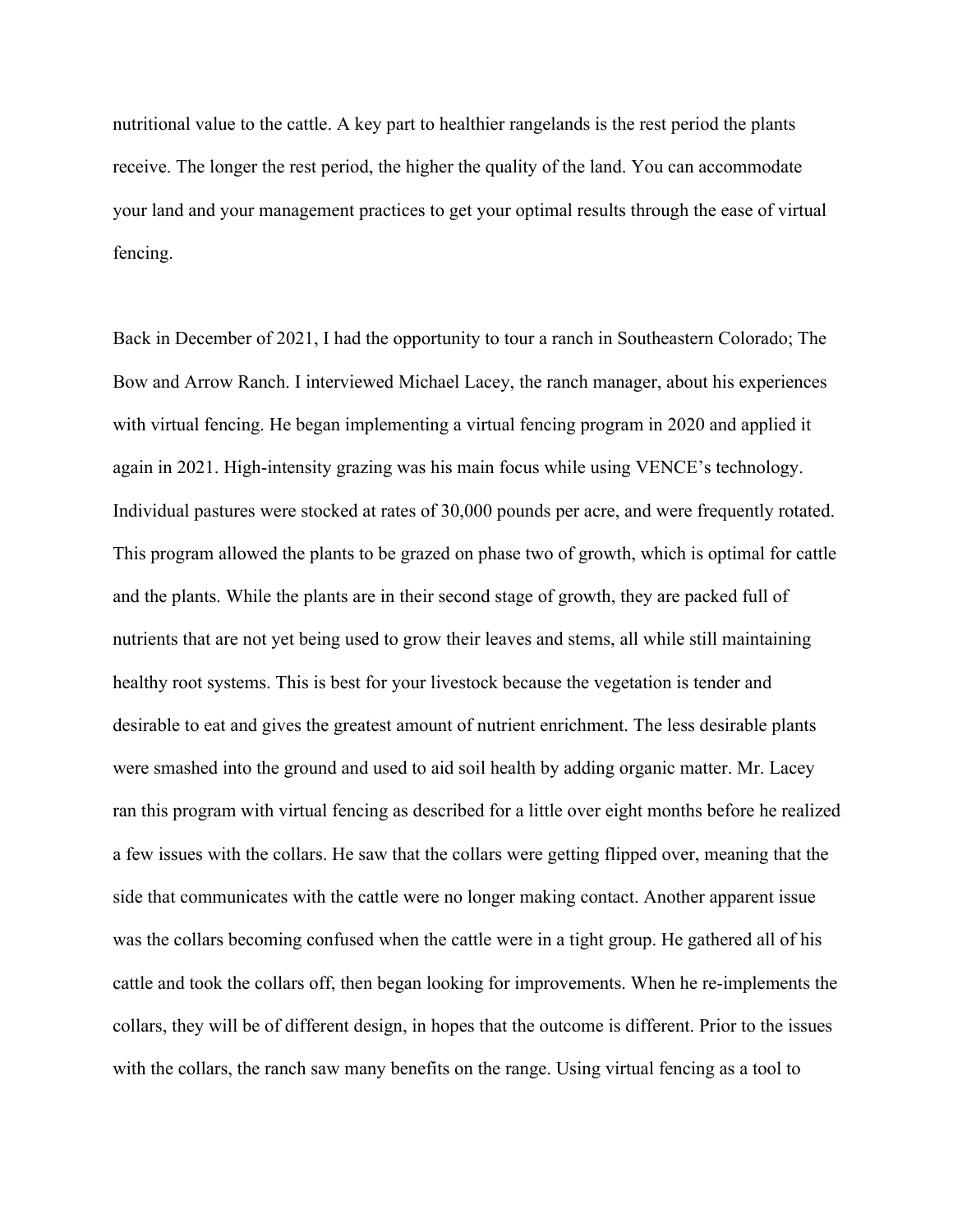nutritional value to the cattle. A key part to healthier rangelands is the rest period the plants receive. The longer the rest period, the higher the quality of the land. You can accommodate your land and your management practices to get your optimal results through the ease of virtual fencing.

Back in December of 2021, I had the opportunity to tour a ranch in Southeastern Colorado; The Bow and Arrow Ranch. I interviewed Michael Lacey, the ranch manager, about his experiences with virtual fencing. He began implementing a virtual fencing program in 2020 and applied it again in 2021. High-intensity grazing was his main focus while using VENCE's technology. Individual pastures were stocked at rates of 30,000 pounds per acre, and were frequently rotated. This program allowed the plants to be grazed on phase two of growth, which is optimal for cattle and the plants. While the plants are in their second stage of growth, they are packed full of nutrients that are not yet being used to grow their leaves and stems, all while still maintaining healthy root systems. This is best for your livestock because the vegetation is tender and desirable to eat and gives the greatest amount of nutrient enrichment. The less desirable plants were smashed into the ground and used to aid soil health by adding organic matter. Mr. Lacey ran this program with virtual fencing as described for a little over eight months before he realized a few issues with the collars. He saw that the collars were getting flipped over, meaning that the side that communicates with the cattle were no longer making contact. Another apparent issue was the collars becoming confused when the cattle were in a tight group. He gathered all of his cattle and took the collars off, then began looking for improvements. When he re-implements the collars, they will be of different design, in hopes that the outcome is different. Prior to the issues with the collars, the ranch saw many benefits on the range. Using virtual fencing as a tool to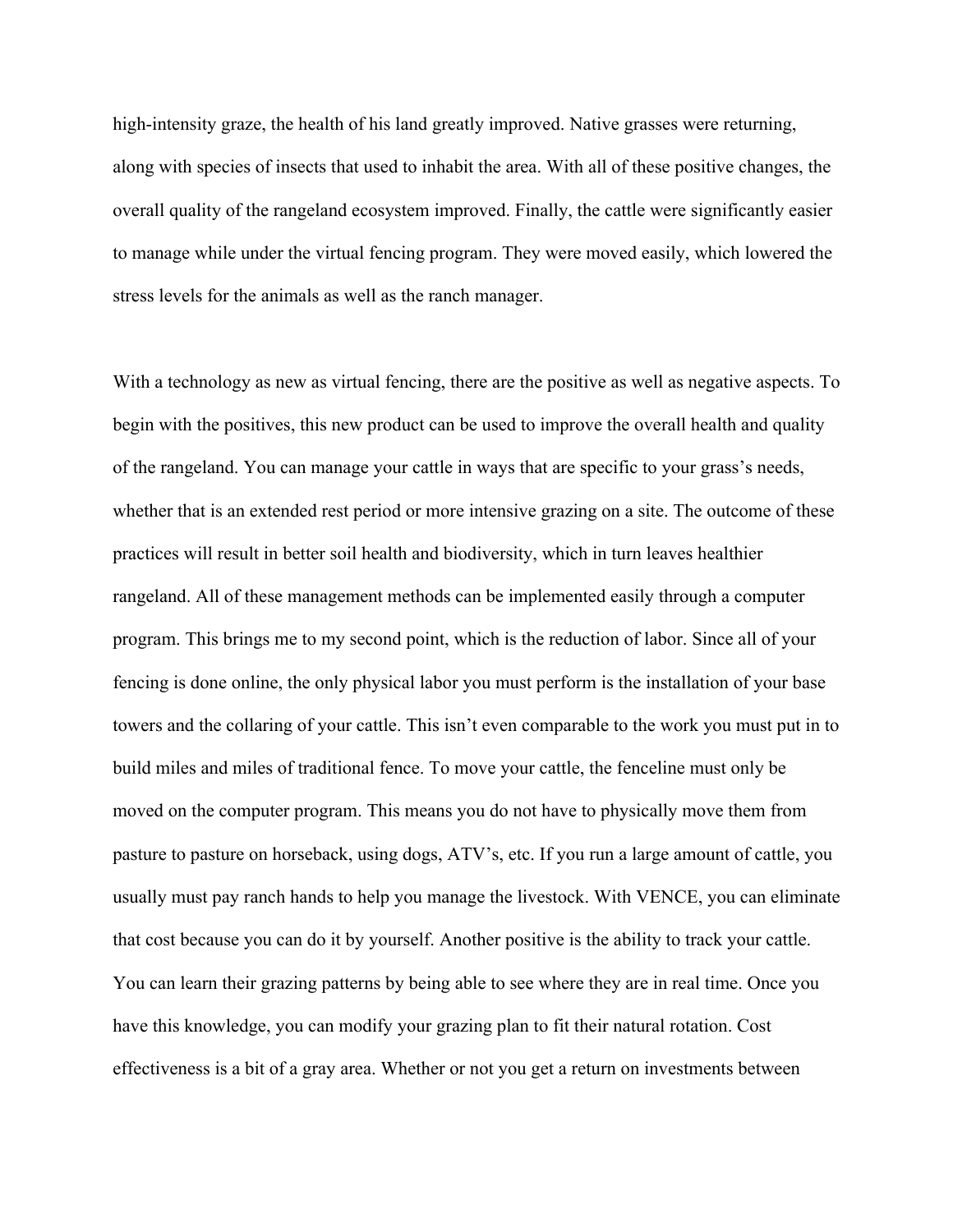high-intensity graze, the health of his land greatly improved. Native grasses were returning, along with species of insects that used to inhabit the area. With all of these positive changes, the overall quality of the rangeland ecosystem improved. Finally, the cattle were significantly easier to manage while under the virtual fencing program. They were moved easily, which lowered the stress levels for the animals as well as the ranch manager.

With a technology as new as virtual fencing, there are the positive as well as negative aspects. To begin with the positives, this new product can be used to improve the overall health and quality of the rangeland. You can manage your cattle in ways that are specific to your grass's needs, whether that is an extended rest period or more intensive grazing on a site. The outcome of these practices will result in better soil health and biodiversity, which in turn leaves healthier rangeland. All of these management methods can be implemented easily through a computer program. This brings me to my second point, which is the reduction of labor. Since all of your fencing is done online, the only physical labor you must perform is the installation of your base towers and the collaring of your cattle. This isn't even comparable to the work you must put in to build miles and miles of traditional fence. To move your cattle, the fenceline must only be moved on the computer program. This means you do not have to physically move them from pasture to pasture on horseback, using dogs, ATV's, etc. If you run a large amount of cattle, you usually must pay ranch hands to help you manage the livestock. With VENCE, you can eliminate that cost because you can do it by yourself. Another positive is the ability to track your cattle. You can learn their grazing patterns by being able to see where they are in real time. Once you have this knowledge, you can modify your grazing plan to fit their natural rotation. Cost effectiveness is a bit of a gray area. Whether or not you get a return on investments between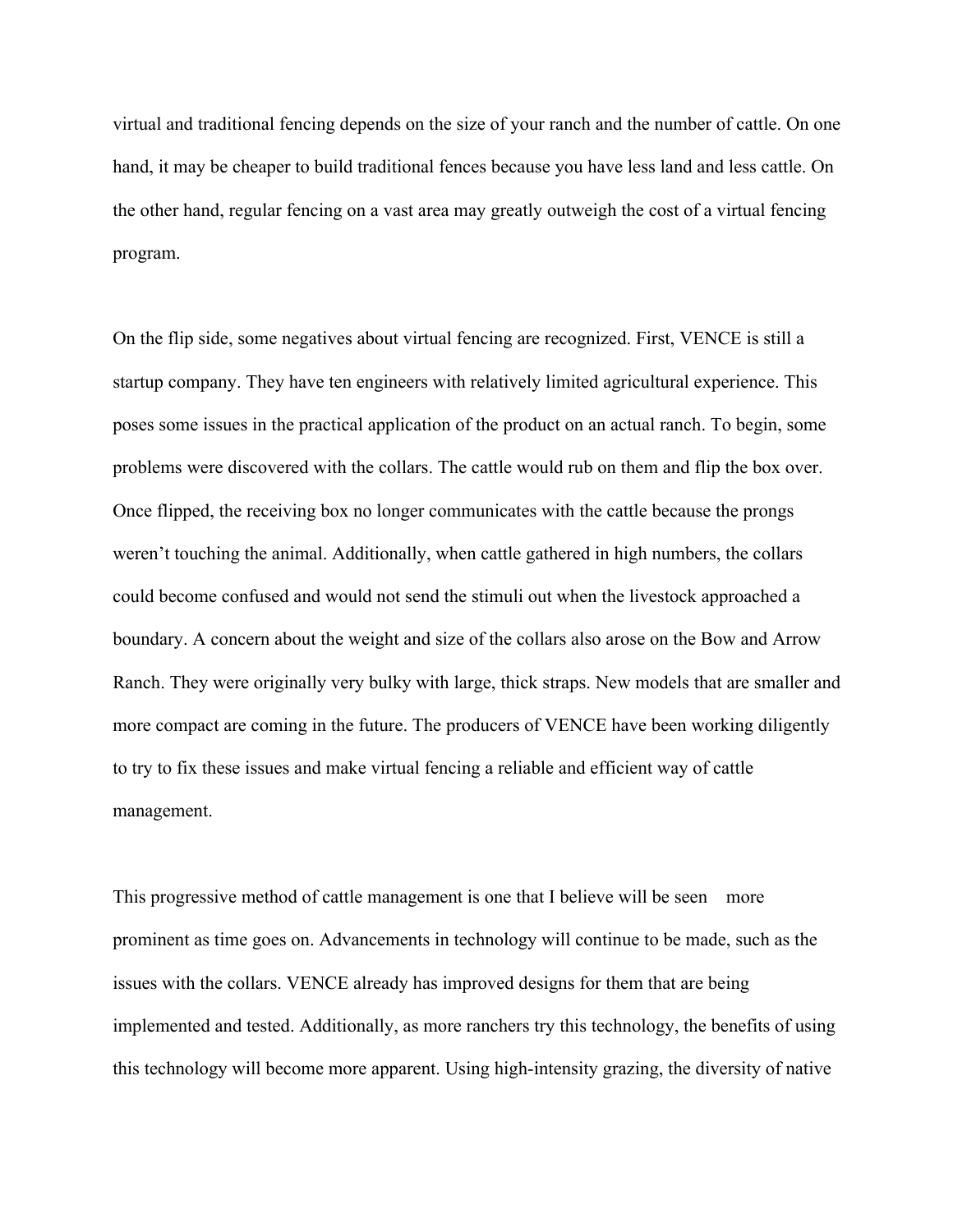virtual and traditional fencing depends on the size of your ranch and the number of cattle. On one hand, it may be cheaper to build traditional fences because you have less land and less cattle. On the other hand, regular fencing on a vast area may greatly outweigh the cost of a virtual fencing program.

On the flip side, some negatives about virtual fencing are recognized. First, VENCE is still a startup company. They have ten engineers with relatively limited agricultural experience. This poses some issues in the practical application of the product on an actual ranch. To begin, some problems were discovered with the collars. The cattle would rub on them and flip the box over. Once flipped, the receiving box no longer communicates with the cattle because the prongs weren't touching the animal. Additionally, when cattle gathered in high numbers, the collars could become confused and would not send the stimuli out when the livestock approached a boundary. A concern about the weight and size of the collars also arose on the Bow and Arrow Ranch. They were originally very bulky with large, thick straps. New models that are smaller and more compact are coming in the future. The producers of VENCE have been working diligently to try to fix these issues and make virtual fencing a reliable and efficient way of cattle management.

This progressive method of cattle management is one that I believe will be seen more prominent as time goes on. Advancements in technology will continue to be made, such as the issues with the collars. VENCE already has improved designs for them that are being implemented and tested. Additionally, as more ranchers try this technology, the benefits of using this technology will become more apparent. Using high-intensity grazing, the diversity of native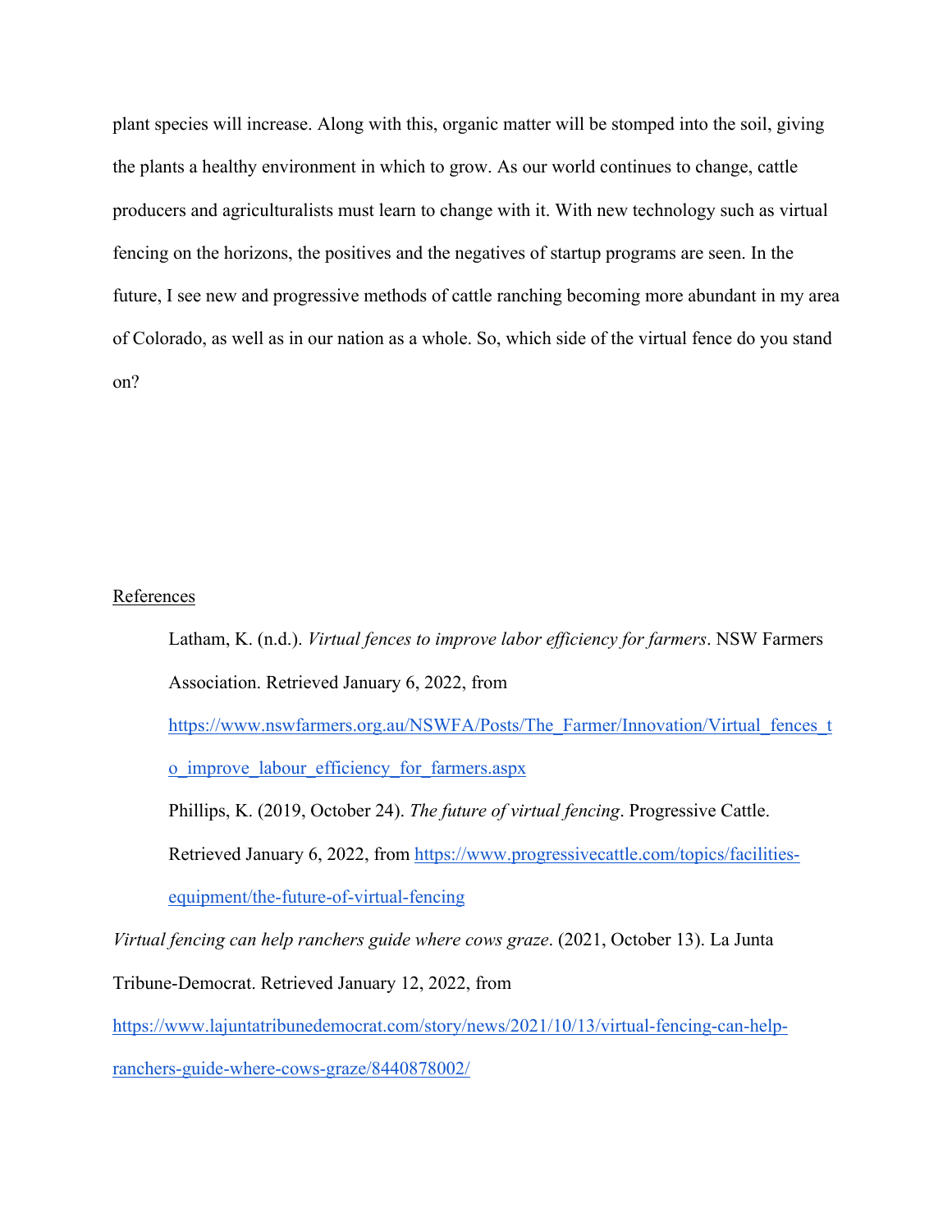plant species will increase. Along with this, organic matter will be stomped into the soil, giving the plants a healthy environment in which to grow. As our world continues to change, cattle producers and agriculturalists must learn to change with it. With new technology such as virtual fencing on the horizons, the positives and the negatives of startup programs are seen. In the future, I see new and progressive methods of cattle ranching becoming more abundant in my area of Colorado, as well as in our nation as a whole. So, which side of the virtual fence do you stand on?

References

Latham, K. (n.d.). *Virtual fences to improve labor efficiency for farmers*. NSW Farmers Association. Retrieved January 6, 2022, from https://www.nswfarmers.org.au/NSWFA/Posts/The_Farmer/Innovation/Virtual_fences_to_improve_labour_efficiency_for_farmers.aspx

Phillips, K. (2019, October 24). *The future of virtual fencing*. Progressive Cattle. Retrieved January 6, 2022, from https://www.progressivecattle.com/topics/facilities-equipment/the-future-of-virtual-fencing

*Virtual fencing can help ranchers guide where cows graze*. (2021, October 13). La Junta Tribune-Democrat. Retrieved January 12, 2022, from https://www.lajuntatribunedemocrat.com/story/news/2021/10/13/virtual-fencing-can-help-ranchers-guide-where-cows-graze/8440878002/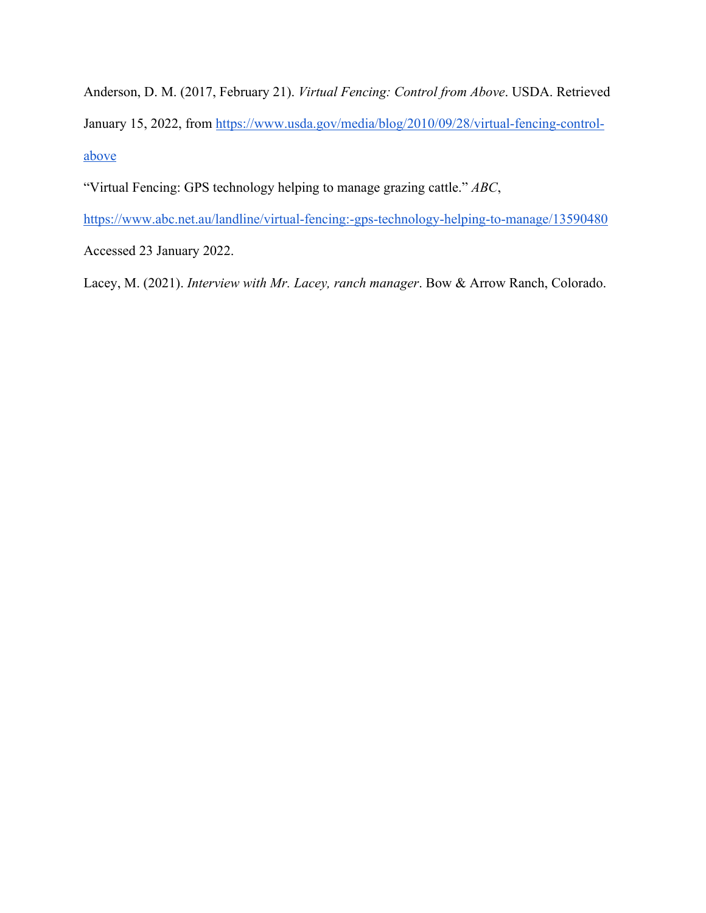Anderson, D. M. (2017, February 21). *Virtual Fencing: Control from Above*. USDA. Retrieved January 15, 2022, from [https://www.usda.gov/media/blog/2010/09/28/virtual-fencing-control-above](https://www.usda.gov/media/blog/2010/09/28/virtual-fencing-control-above)

"Virtual Fencing: GPS technology helping to manage grazing cattle." *ABC*, [https://www.abc.net.au/landline/virtual-fencing:-gps-technology-helping-to-manage/13590480](https://www.abc.net.au/landline/virtual-fencing:-gps-technology-helping-to-manage/13590480) Accessed 23 January 2022.

Lacey, M. (2021). *Interview with Mr. Lacey, ranch manager*. Bow & Arrow Ranch, Colorado.